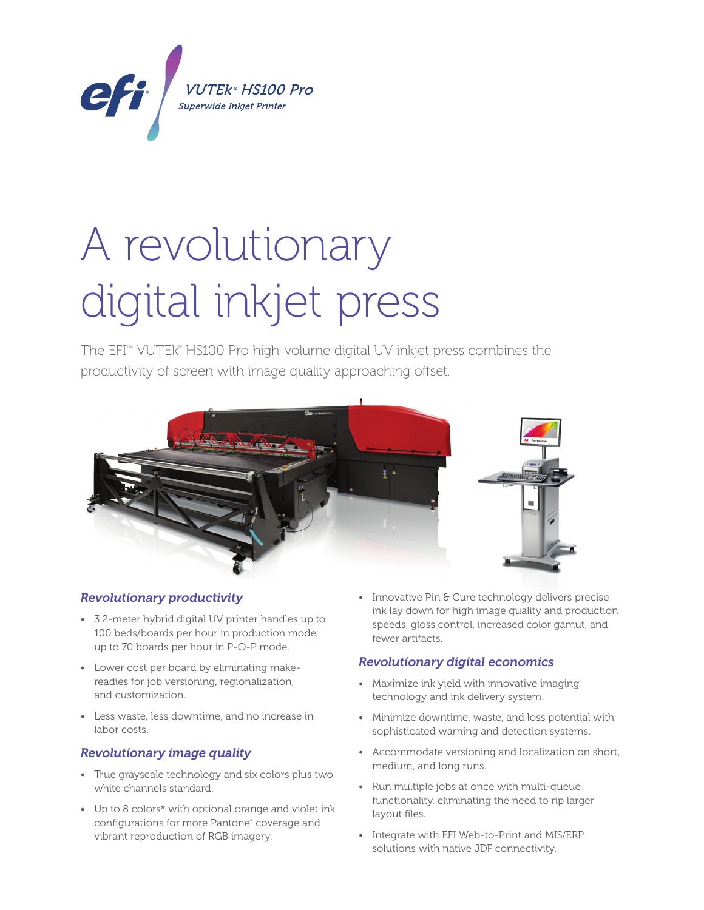VUTEk® HS100 Pro

Superwide Inkjet Printer

# A revolutionary digital inkjet press

The EFI™ VUTEk® HS100 Pro high-volume digital UV inkjet press combines the productivity of screen with image quality approaching offset.

### *Revolutionary productivity*

- 3.2-meter hybrid digital UV printer handles up to 100 beds/boards per hour in production mode; up to 70 boards per hour in P-O-P mode.
- Lower cost per board by eliminating make-readies for job versioning, regionalization, and customization.
- Less waste, less downtime, and no increase in labor costs.

### *Revolutionary image quality*

- True grayscale technology and six colors plus two white channels standard.
- Up to 8 colors* with optional orange and violet ink configurations for more Pantone® coverage and vibrant reproduction of RGB imagery.
- Innovative Pin & Cure technology delivers precise ink lay down for high image quality and production speeds, gloss control, increased color gamut, and fewer artifacts.

### *Revolutionary digital economics*

- Maximize ink yield with innovative imaging technology and ink delivery system.
- Minimize downtime, waste, and loss potential with sophisticated warning and detection systems.
- Accommodate versioning and localization on short, medium, and long runs.
- Run multiple jobs at once with multi-queue functionality, eliminating the need to rip larger layout files.
- Integrate with EFI Web-to-Print and MIS/ERP solutions with native JDF connectivity.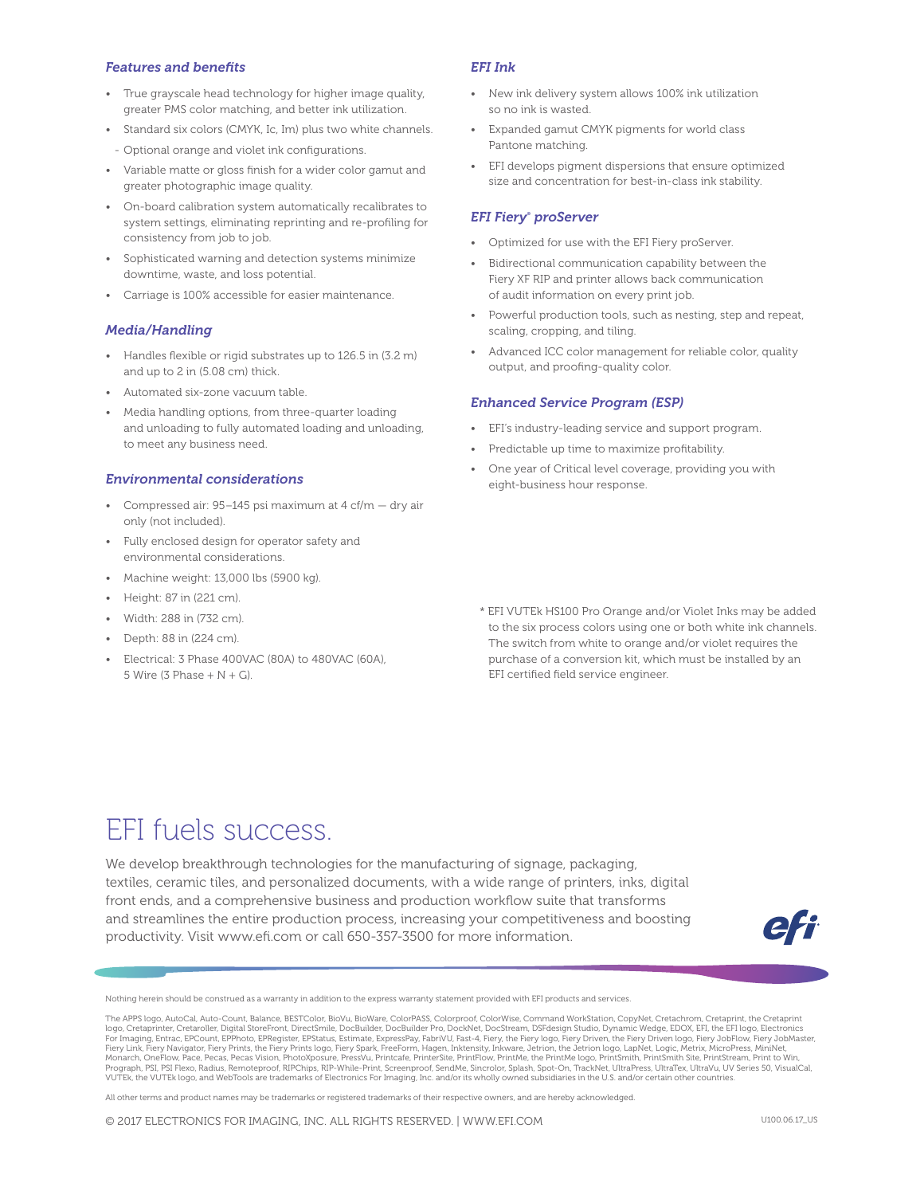### *Features and benefits*

- True grayscale head technology for higher image quality, greater PMS color matching, and better ink utilization.
- Standard six colors (CMYK, lc, lm) plus two white channels.
  - Optional orange and violet ink configurations.
- Variable matte or gloss finish for a wider color gamut and greater photographic image quality.
- On-board calibration system automatically recalibrates to system settings, eliminating reprinting and re-profiling for consistency from job to job.
- Sophisticated warning and detection systems minimize downtime, waste, and loss potential.
- Carriage is 100% accessible for easier maintenance.

### *Media/Handling*

- Handles flexible or rigid substrates up to 126.5 in (3.2 m) and up to 2 in (5.08 cm) thick.
- Automated six-zone vacuum table.
- Media handling options, from three-quarter loading and unloading to fully automated loading and unloading, to meet any business need.

### *Environmental considerations*

- Compressed air: 95–145 psi maximum at 4 cf/m — dry air only (not included).
- Fully enclosed design for operator safety and environmental considerations.
- Machine weight: 13,000 lbs (5900 kg).
- Height: 87 in (221 cm).
- Width: 288 in (732 cm).
- Depth: 88 in (224 cm).
- Electrical: 3 Phase 400VAC (80A) to 480VAC (60A), 5 Wire (3 Phase + N + G).

### *EFI Ink*

- New ink delivery system allows 100% ink utilization so no ink is wasted.
- Expanded gamut CMYK pigments for world class Pantone matching.
- EFI develops pigment dispersions that ensure optimized size and concentration for best-in-class ink stability.

### *EFI Fiery® proServer*

- Optimized for use with the EFI Fiery proServer.
- Bidirectional communication capability between the Fiery XF RIP and printer allows back communication of audit information on every print job.
- Powerful production tools, such as nesting, step and repeat, scaling, cropping, and tiling.
- Advanced ICC color management for reliable color, quality output, and proofing-quality color.

### *Enhanced Service Program (ESP)*

- EFI's industry-leading service and support program.
- Predictable up time to maximize profitability.
- One year of Critical level coverage, providing you with eight-business hour response.

\* EFI VUTEk HS100 Pro Orange and/or Violet Inks may be added to the six process colors using one or both white ink channels. The switch from white to orange and/or violet requires the purchase of a conversion kit, which must be installed by an EFI certified field service engineer.

# EFI fuels success.

We develop breakthrough technologies for the manufacturing of signage, packaging, textiles, ceramic tiles, and personalized documents, with a wide range of printers, inks, digital front ends, and a comprehensive business and production workflow suite that transforms and streamlines the entire production process, increasing your competitiveness and boosting productivity. Visit www.efi.com or call 650-357-3500 for more information.

Nothing herein should be construed as a warranty in addition to the express warranty statement provided with EFI products and services.

The APPS logo, AutoCal, Auto-Count, Balance, BESTColor, BioVu, BioWare, ColorPASS, Colorproof, ColorWise, Command WorkStation, CopyNet, Cretachrom, Cretaprint, the Cretaprint logo, Cretaprinter, Cretaroller, Digital StoreFront, DirectSmile, DocBuilder, DocBuilder Pro, DockNet, DocStream, DSFdesign Studio, Dynamic Wedge, EDOX, EFI, the EFI logo, Electronics For Imaging, Entrac, EPCount, EPPhoto, EPRegister, EPStatus, Estimate, ExpressPay, FabriVU, Fast-4, Fiery, the Fiery logo, Fiery Driven, the Fiery Driven logo, Fiery JobFlow, Fiery JobMaster, Fiery Link, Fiery Navigator, Fiery Prints, the Fiery Prints logo, Fiery Spark, FreeForm, Hagen, Inktensity, Inkware, Jetrion, the Jetrion logo, LapNet, Logic, Metrix, MicroPress, MiniNet, Monarch, OneFlow, Pace, Pecas, Pecas Vision, PhotoXposure, PressVu, Printcafe, PrinterSite, PrintFlow, PrintMe, the PrintMe logo, PrintSmith, PrintSmith Site, PrintStream, Print to Win, Prograph, PSI, PSI Flexo, Radius, Remoteproof, RIPChips, RIP-While-Print, Screenproof, SendMe, Sincrolor, Splash, Spot-On, TrackNet, UltraPress, UltraTex, UltraVu, UV Series 50, VisualCal, VUTEk, the VUTEk logo, and WebTools are trademarks of Electronics For Imaging, Inc. and/or its wholly owned subsidiaries in the U.S. and/or certain other countries.

All other terms and product names may be trademarks or registered trademarks of their respective owners, and are hereby acknowledged.

© 2017 ELECTRONICS FOR IMAGING, INC. ALL RIGHTS RESERVED. | WWW.EFI.COM

U100.06.17_US